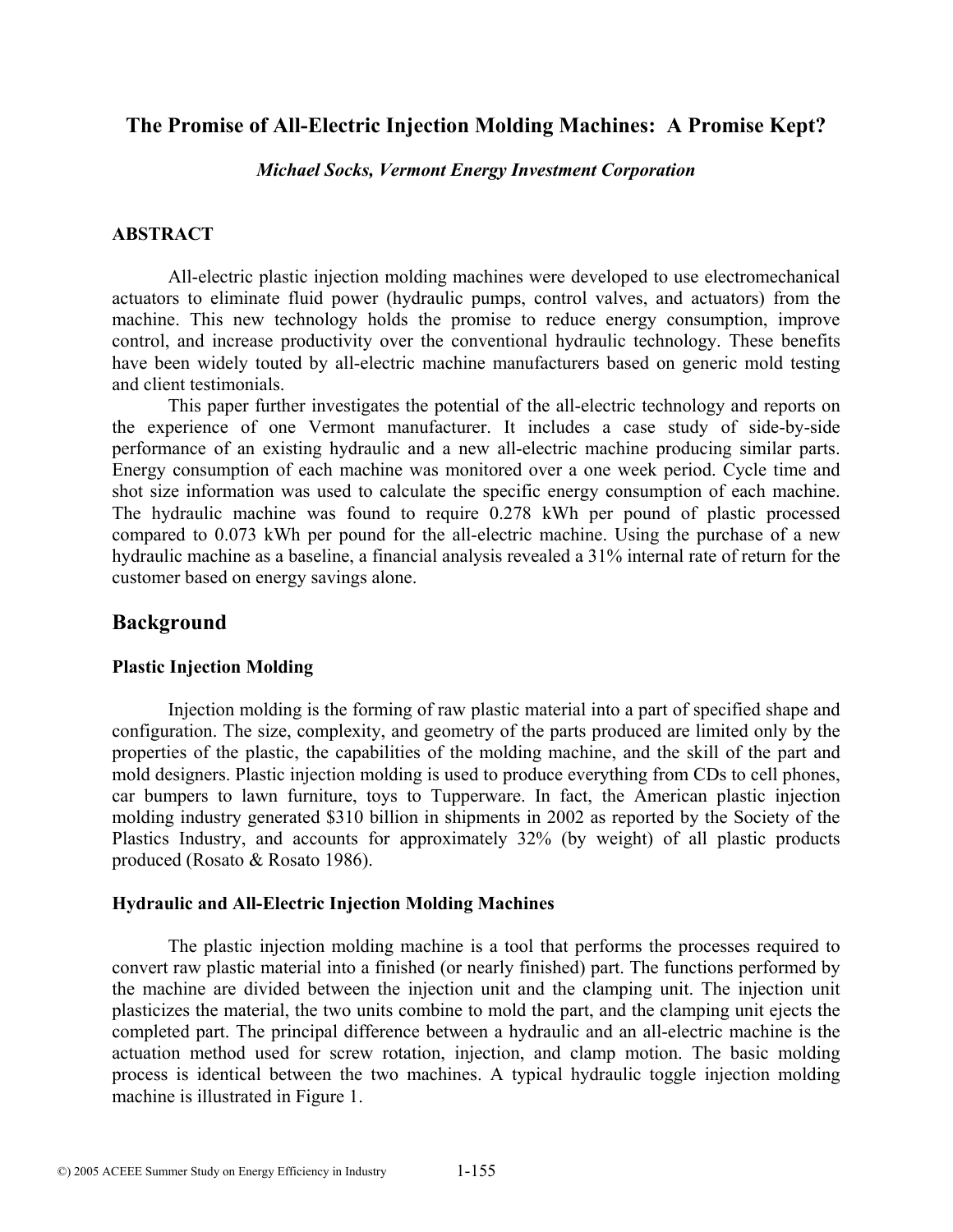# The Promise of All-Electric Injection Molding Machines: A Promise Kept?

***Michael Socks, Vermont Energy Investment Corporation***

### ABSTRACT

All-electric plastic injection molding machines were developed to use electromechanical actuators to eliminate fluid power (hydraulic pumps, control valves, and actuators) from the machine. This new technology holds the promise to reduce energy consumption, improve control, and increase productivity over the conventional hydraulic technology. These benefits have been widely touted by all-electric machine manufacturers based on generic mold testing and client testimonials.

This paper further investigates the potential of the all-electric technology and reports on the experience of one Vermont manufacturer. It includes a case study of side-by-side performance of an existing hydraulic and a new all-electric machine producing similar parts. Energy consumption of each machine was monitored over a one week period. Cycle time and shot size information was used to calculate the specific energy consumption of each machine. The hydraulic machine was found to require 0.278 kWh per pound of plastic processed compared to 0.073 kWh per pound for the all-electric machine. Using the purchase of a new hydraulic machine as a baseline, a financial analysis revealed a 31% internal rate of return for the customer based on energy savings alone.

## Background

### Plastic Injection Molding

Injection molding is the forming of raw plastic material into a part of specified shape and configuration. The size, complexity, and geometry of the parts produced are limited only by the properties of the plastic, the capabilities of the molding machine, and the skill of the part and mold designers. Plastic injection molding is used to produce everything from CDs to cell phones, car bumpers to lawn furniture, toys to Tupperware. In fact, the American plastic injection molding industry generated $310 billion in shipments in 2002 as reported by the Society of the Plastics Industry, and accounts for approximately 32% (by weight) of all plastic products produced (Rosato & Rosato 1986).

### Hydraulic and All-Electric Injection Molding Machines

The plastic injection molding machine is a tool that performs the processes required to convert raw plastic material into a finished (or nearly finished) part. The functions performed by the machine are divided between the injection unit and the clamping unit. The injection unit plasticizes the material, the two units combine to mold the part, and the clamping unit ejects the completed part. The principal difference between a hydraulic and an all-electric machine is the actuation method used for screw rotation, injection, and clamp motion. The basic molding process is identical between the two machines. A typical hydraulic toggle injection molding machine is illustrated in Figure 1.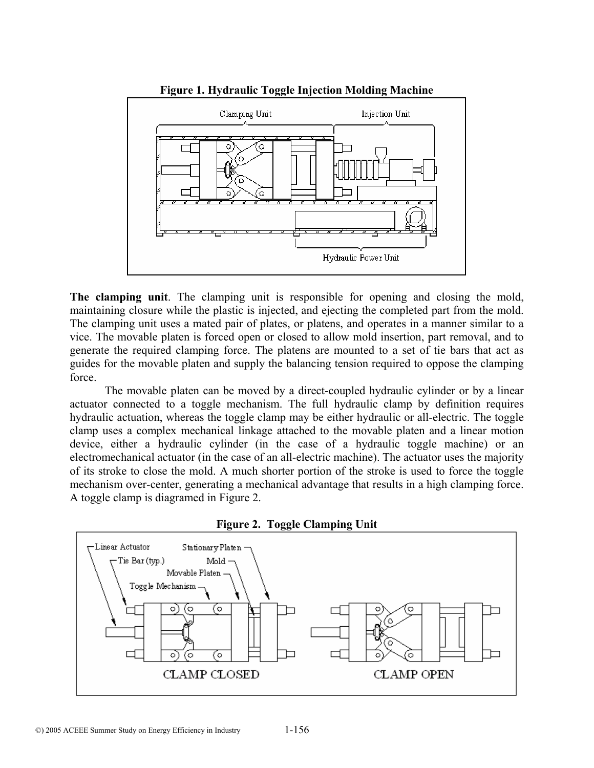**Figure 1. Hydraulic Toggle Injection Molding Machine**

**The clamping unit**. The clamping unit is responsible for opening and closing the mold, maintaining closure while the plastic is injected, and ejecting the completed part from the mold. The clamping unit uses a mated pair of plates, or platens, and operates in a manner similar to a vice. The movable platen is forced open or closed to allow mold insertion, part removal, and to generate the required clamping force. The platens are mounted to a set of tie bars that act as guides for the movable platen and supply the balancing tension required to oppose the clamping force.

The movable platen can be moved by a direct-coupled hydraulic cylinder or by a linear actuator connected to a toggle mechanism. The full hydraulic clamp by definition requires hydraulic actuation, whereas the toggle clamp may be either hydraulic or all-electric. The toggle clamp uses a complex mechanical linkage attached to the movable platen and a linear motion device, either a hydraulic cylinder (in the case of a hydraulic toggle machine) or an electromechanical actuator (in the case of an all-electric machine). The actuator uses the majority of its stroke to close the mold. A much shorter portion of the stroke is used to force the toggle mechanism over-center, generating a mechanical advantage that results in a high clamping force. A toggle clamp is diagramed in Figure 2.

**Figure 2. Toggle Clamping Unit**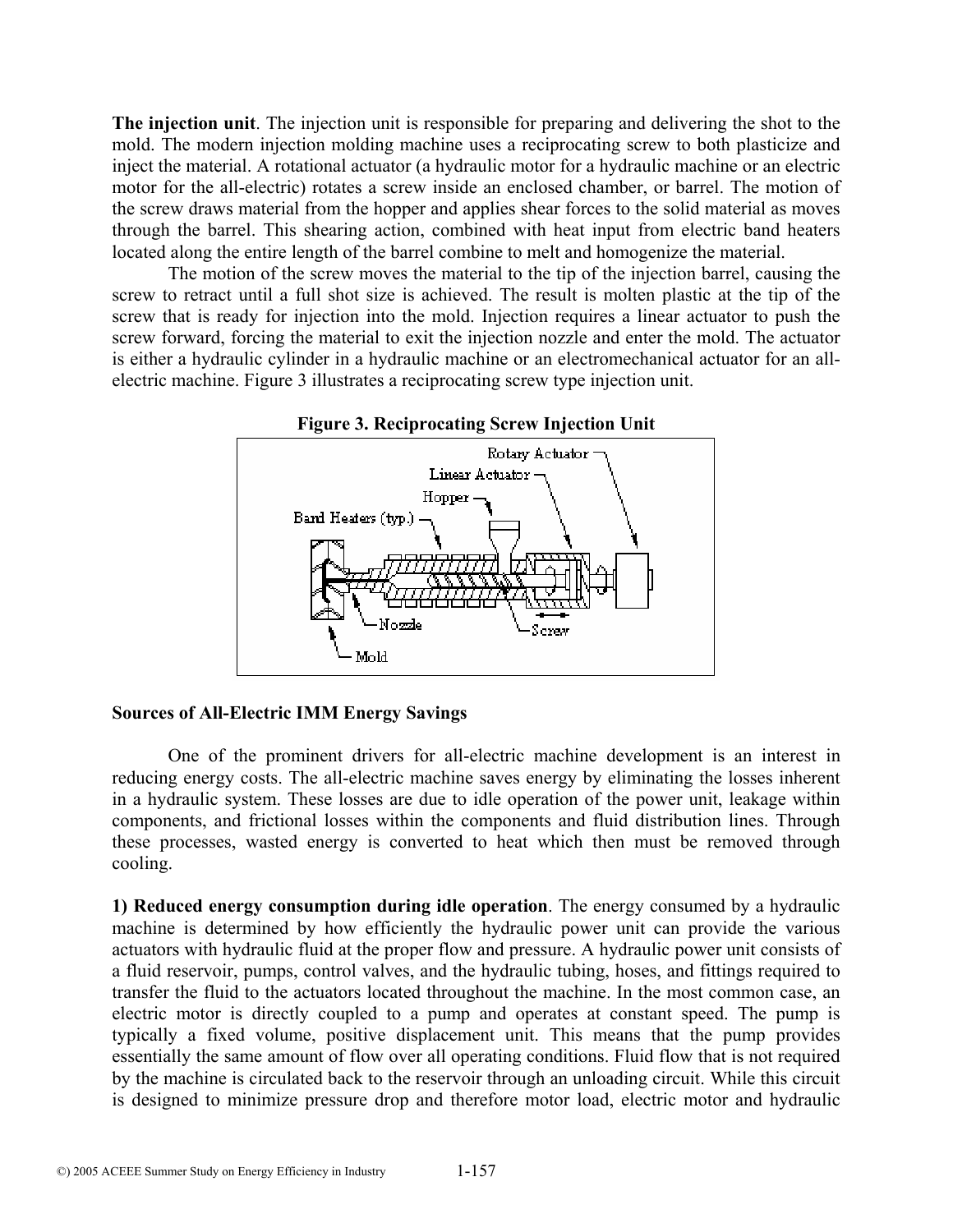**The injection unit**. The injection unit is responsible for preparing and delivering the shot to the mold. The modern injection molding machine uses a reciprocating screw to both plasticize and inject the material. A rotational actuator (a hydraulic motor for a hydraulic machine or an electric motor for the all-electric) rotates a screw inside an enclosed chamber, or barrel. The motion of the screw draws material from the hopper and applies shear forces to the solid material as moves through the barrel. This shearing action, combined with heat input from electric band heaters located along the entire length of the barrel combine to melt and homogenize the material.

The motion of the screw moves the material to the tip of the injection barrel, causing the screw to retract until a full shot size is achieved. The result is molten plastic at the tip of the screw that is ready for injection into the mold. Injection requires a linear actuator to push the screw forward, forcing the material to exit the injection nozzle and enter the mold. The actuator is either a hydraulic cylinder in a hydraulic machine or an electromechanical actuator for an all-electric machine. Figure 3 illustrates a reciprocating screw type injection unit.

**Figure 3. Reciprocating Screw Injection Unit**

### Sources of All-Electric IMM Energy Savings

One of the prominent drivers for all-electric machine development is an interest in reducing energy costs. The all-electric machine saves energy by eliminating the losses inherent in a hydraulic system. These losses are due to idle operation of the power unit, leakage within components, and frictional losses within the components and fluid distribution lines. Through these processes, wasted energy is converted to heat which then must be removed through cooling.

**1) Reduced energy consumption during idle operation**. The energy consumed by a hydraulic machine is determined by how efficiently the hydraulic power unit can provide the various actuators with hydraulic fluid at the proper flow and pressure. A hydraulic power unit consists of a fluid reservoir, pumps, control valves, and the hydraulic tubing, hoses, and fittings required to transfer the fluid to the actuators located throughout the machine. In the most common case, an electric motor is directly coupled to a pump and operates at constant speed. The pump is typically a fixed volume, positive displacement unit. This means that the pump provides essentially the same amount of flow over all operating conditions. Fluid flow that is not required by the machine is circulated back to the reservoir through an unloading circuit. While this circuit is designed to minimize pressure drop and therefore motor load, electric motor and hydraulic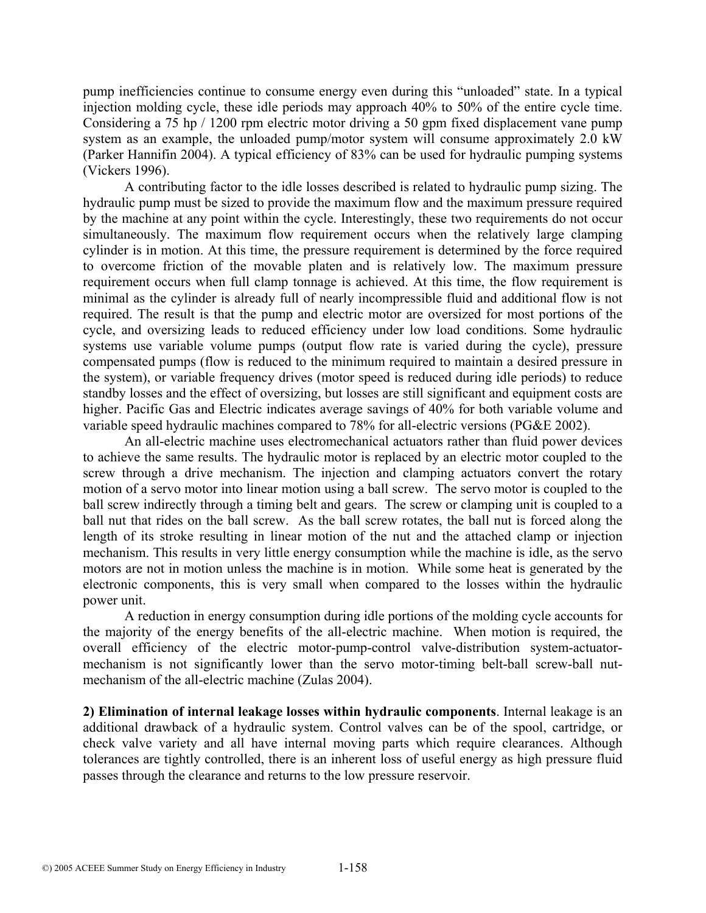pump inefficiencies continue to consume energy even during this "unloaded" state. In a typical injection molding cycle, these idle periods may approach 40% to 50% of the entire cycle time. Considering a 75 hp / 1200 rpm electric motor driving a 50 gpm fixed displacement vane pump system as an example, the unloaded pump/motor system will consume approximately 2.0 kW (Parker Hannifin 2004). A typical efficiency of 83% can be used for hydraulic pumping systems (Vickers 1996).

A contributing factor to the idle losses described is related to hydraulic pump sizing. The hydraulic pump must be sized to provide the maximum flow and the maximum pressure required by the machine at any point within the cycle. Interestingly, these two requirements do not occur simultaneously. The maximum flow requirement occurs when the relatively large clamping cylinder is in motion. At this time, the pressure requirement is determined by the force required to overcome friction of the movable platen and is relatively low. The maximum pressure requirement occurs when full clamp tonnage is achieved. At this time, the flow requirement is minimal as the cylinder is already full of nearly incompressible fluid and additional flow is not required. The result is that the pump and electric motor are oversized for most portions of the cycle, and oversizing leads to reduced efficiency under low load conditions. Some hydraulic systems use variable volume pumps (output flow rate is varied during the cycle), pressure compensated pumps (flow is reduced to the minimum required to maintain a desired pressure in the system), or variable frequency drives (motor speed is reduced during idle periods) to reduce standby losses and the effect of oversizing, but losses are still significant and equipment costs are higher. Pacific Gas and Electric indicates average savings of 40% for both variable volume and variable speed hydraulic machines compared to 78% for all-electric versions (PG&E 2002).

An all-electric machine uses electromechanical actuators rather than fluid power devices to achieve the same results. The hydraulic motor is replaced by an electric motor coupled to the screw through a drive mechanism. The injection and clamping actuators convert the rotary motion of a servo motor into linear motion using a ball screw. The servo motor is coupled to the ball screw indirectly through a timing belt and gears. The screw or clamping unit is coupled to a ball nut that rides on the ball screw. As the ball screw rotates, the ball nut is forced along the length of its stroke resulting in linear motion of the nut and the attached clamp or injection mechanism. This results in very little energy consumption while the machine is idle, as the servo motors are not in motion unless the machine is in motion. While some heat is generated by the electronic components, this is very small when compared to the losses within the hydraulic power unit.

A reduction in energy consumption during idle portions of the molding cycle accounts for the majority of the energy benefits of the all-electric machine. When motion is required, the overall efficiency of the electric motor-pump-control valve-distribution system-actuator-mechanism is not significantly lower than the servo motor-timing belt-ball screw-ball nut-mechanism of the all-electric machine (Zulas 2004).

**2) Elimination of internal leakage losses within hydraulic components**. Internal leakage is an additional drawback of a hydraulic system. Control valves can be of the spool, cartridge, or check valve variety and all have internal moving parts which require clearances. Although tolerances are tightly controlled, there is an inherent loss of useful energy as high pressure fluid passes through the clearance and returns to the low pressure reservoir.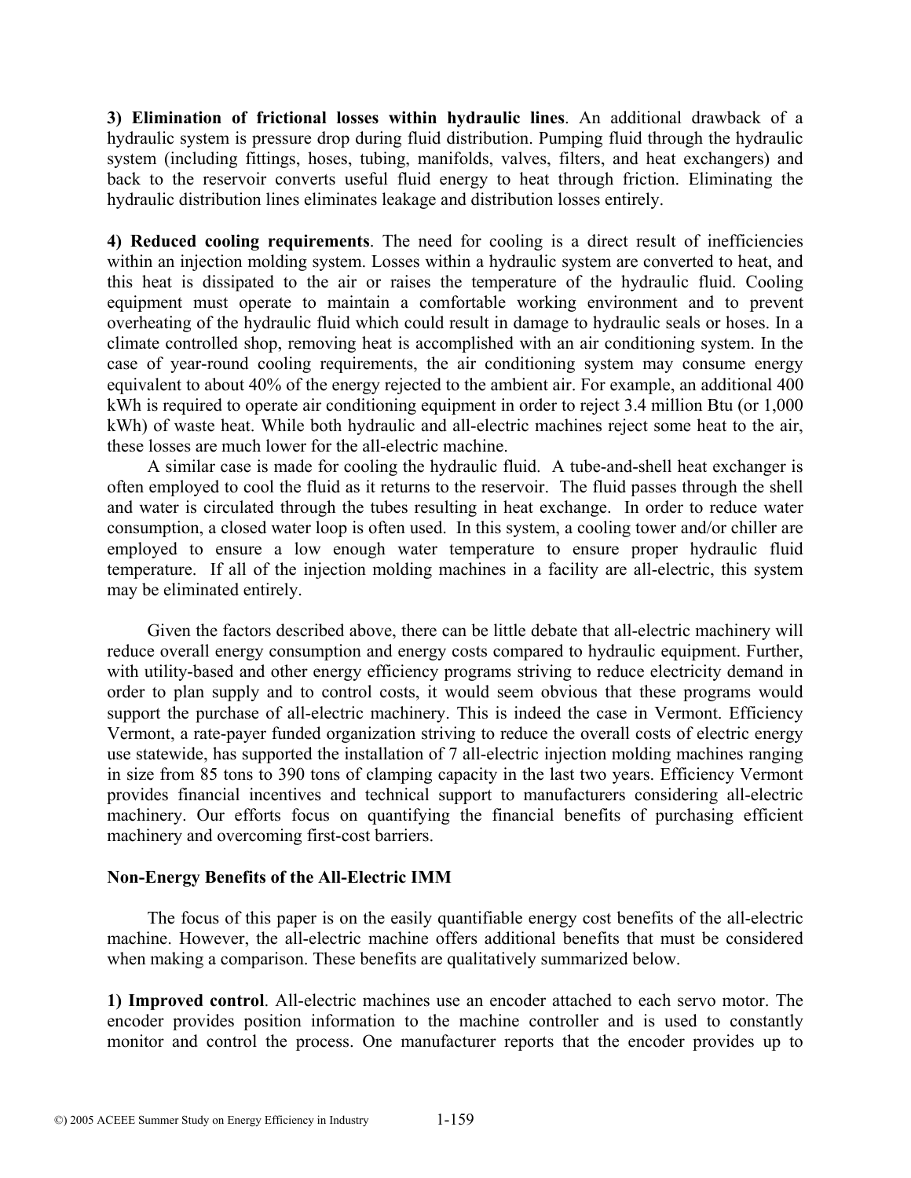**3) Elimination of frictional losses within hydraulic lines**. An additional drawback of a hydraulic system is pressure drop during fluid distribution. Pumping fluid through the hydraulic system (including fittings, hoses, tubing, manifolds, valves, filters, and heat exchangers) and back to the reservoir converts useful fluid energy to heat through friction. Eliminating the hydraulic distribution lines eliminates leakage and distribution losses entirely.

**4) Reduced cooling requirements**. The need for cooling is a direct result of inefficiencies within an injection molding system. Losses within a hydraulic system are converted to heat, and this heat is dissipated to the air or raises the temperature of the hydraulic fluid. Cooling equipment must operate to maintain a comfortable working environment and to prevent overheating of the hydraulic fluid which could result in damage to hydraulic seals or hoses. In a climate controlled shop, removing heat is accomplished with an air conditioning system. In the case of year-round cooling requirements, the air conditioning system may consume energy equivalent to about 40% of the energy rejected to the ambient air. For example, an additional 400 kWh is required to operate air conditioning equipment in order to reject 3.4 million Btu (or 1,000 kWh) of waste heat. While both hydraulic and all-electric machines reject some heat to the air, these losses are much lower for the all-electric machine.

A similar case is made for cooling the hydraulic fluid. A tube-and-shell heat exchanger is often employed to cool the fluid as it returns to the reservoir. The fluid passes through the shell and water is circulated through the tubes resulting in heat exchange. In order to reduce water consumption, a closed water loop is often used. In this system, a cooling tower and/or chiller are employed to ensure a low enough water temperature to ensure proper hydraulic fluid temperature. If all of the injection molding machines in a facility are all-electric, this system may be eliminated entirely.

Given the factors described above, there can be little debate that all-electric machinery will reduce overall energy consumption and energy costs compared to hydraulic equipment. Further, with utility-based and other energy efficiency programs striving to reduce electricity demand in order to plan supply and to control costs, it would seem obvious that these programs would support the purchase of all-electric machinery. This is indeed the case in Vermont. Efficiency Vermont, a rate-payer funded organization striving to reduce the overall costs of electric energy use statewide, has supported the installation of 7 all-electric injection molding machines ranging in size from 85 tons to 390 tons of clamping capacity in the last two years. Efficiency Vermont provides financial incentives and technical support to manufacturers considering all-electric machinery. Our efforts focus on quantifying the financial benefits of purchasing efficient machinery and overcoming first-cost barriers.

## Non-Energy Benefits of the All-Electric IMM

The focus of this paper is on the easily quantifiable energy cost benefits of the all-electric machine. However, the all-electric machine offers additional benefits that must be considered when making a comparison. These benefits are qualitatively summarized below.

**1) Improved control**. All-electric machines use an encoder attached to each servo motor. The encoder provides position information to the machine controller and is used to constantly monitor and control the process. One manufacturer reports that the encoder provides up to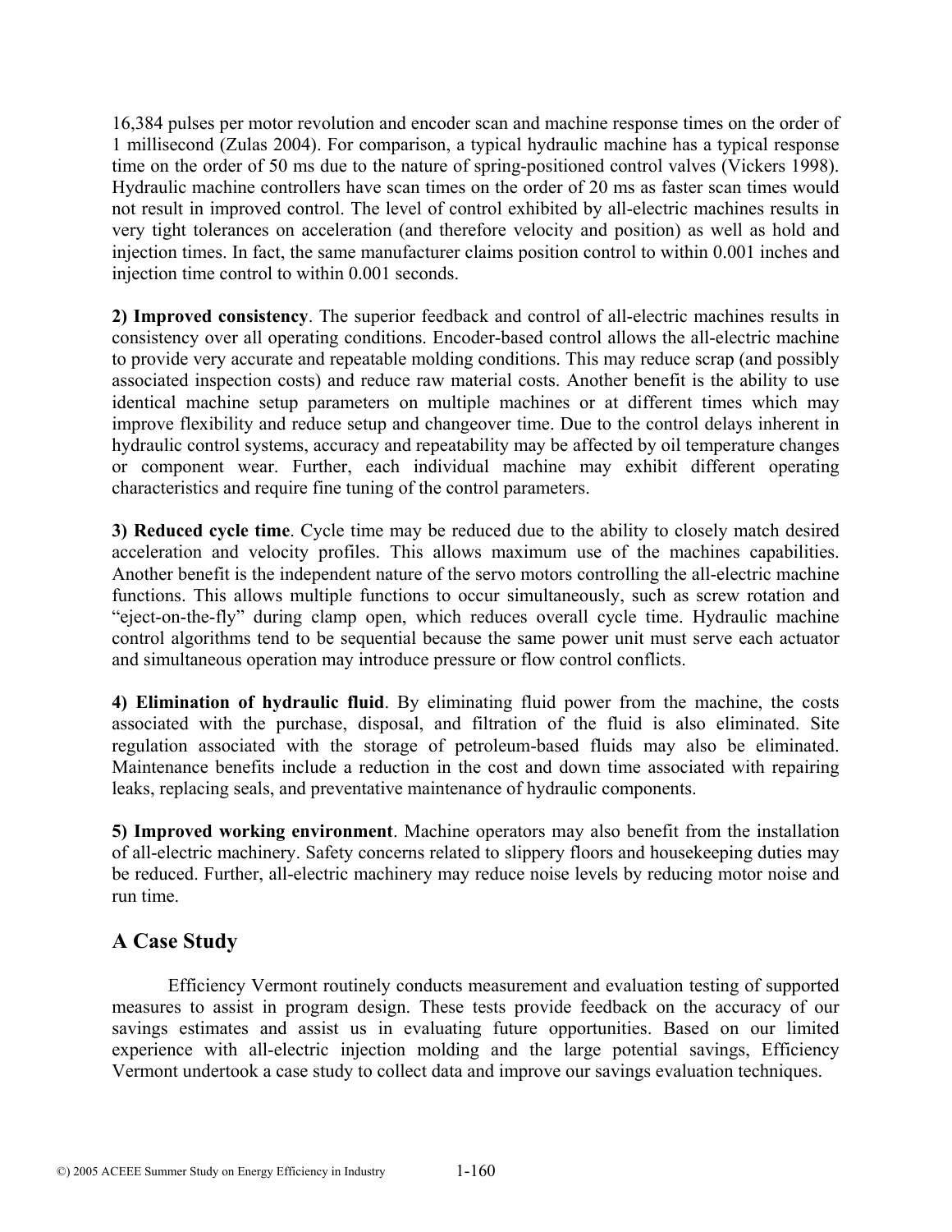16,384 pulses per motor revolution and encoder scan and machine response times on the order of 1 millisecond (Zulas 2004). For comparison, a typical hydraulic machine has a typical response time on the order of 50 ms due to the nature of spring-positioned control valves (Vickers 1998). Hydraulic machine controllers have scan times on the order of 20 ms as faster scan times would not result in improved control. The level of control exhibited by all-electric machines results in very tight tolerances on acceleration (and therefore velocity and position) as well as hold and injection times. In fact, the same manufacturer claims position control to within 0.001 inches and injection time control to within 0.001 seconds.

**2) Improved consistency**. The superior feedback and control of all-electric machines results in consistency over all operating conditions. Encoder-based control allows the all-electric machine to provide very accurate and repeatable molding conditions. This may reduce scrap (and possibly associated inspection costs) and reduce raw material costs. Another benefit is the ability to use identical machine setup parameters on multiple machines or at different times which may improve flexibility and reduce setup and changeover time. Due to the control delays inherent in hydraulic control systems, accuracy and repeatability may be affected by oil temperature changes or component wear. Further, each individual machine may exhibit different operating characteristics and require fine tuning of the control parameters.

**3) Reduced cycle time**. Cycle time may be reduced due to the ability to closely match desired acceleration and velocity profiles. This allows maximum use of the machines capabilities. Another benefit is the independent nature of the servo motors controlling the all-electric machine functions. This allows multiple functions to occur simultaneously, such as screw rotation and "eject-on-the-fly" during clamp open, which reduces overall cycle time. Hydraulic machine control algorithms tend to be sequential because the same power unit must serve each actuator and simultaneous operation may introduce pressure or flow control conflicts.

**4) Elimination of hydraulic fluid**. By eliminating fluid power from the machine, the costs associated with the purchase, disposal, and filtration of the fluid is also eliminated. Site regulation associated with the storage of petroleum-based fluids may also be eliminated. Maintenance benefits include a reduction in the cost and down time associated with repairing leaks, replacing seals, and preventative maintenance of hydraulic components.

**5) Improved working environment**. Machine operators may also benefit from the installation of all-electric machinery. Safety concerns related to slippery floors and housekeeping duties may be reduced. Further, all-electric machinery may reduce noise levels by reducing motor noise and run time.

## A Case Study

Efficiency Vermont routinely conducts measurement and evaluation testing of supported measures to assist in program design. These tests provide feedback on the accuracy of our savings estimates and assist us in evaluating future opportunities. Based on our limited experience with all-electric injection molding and the large potential savings, Efficiency Vermont undertook a case study to collect data and improve our savings evaluation techniques.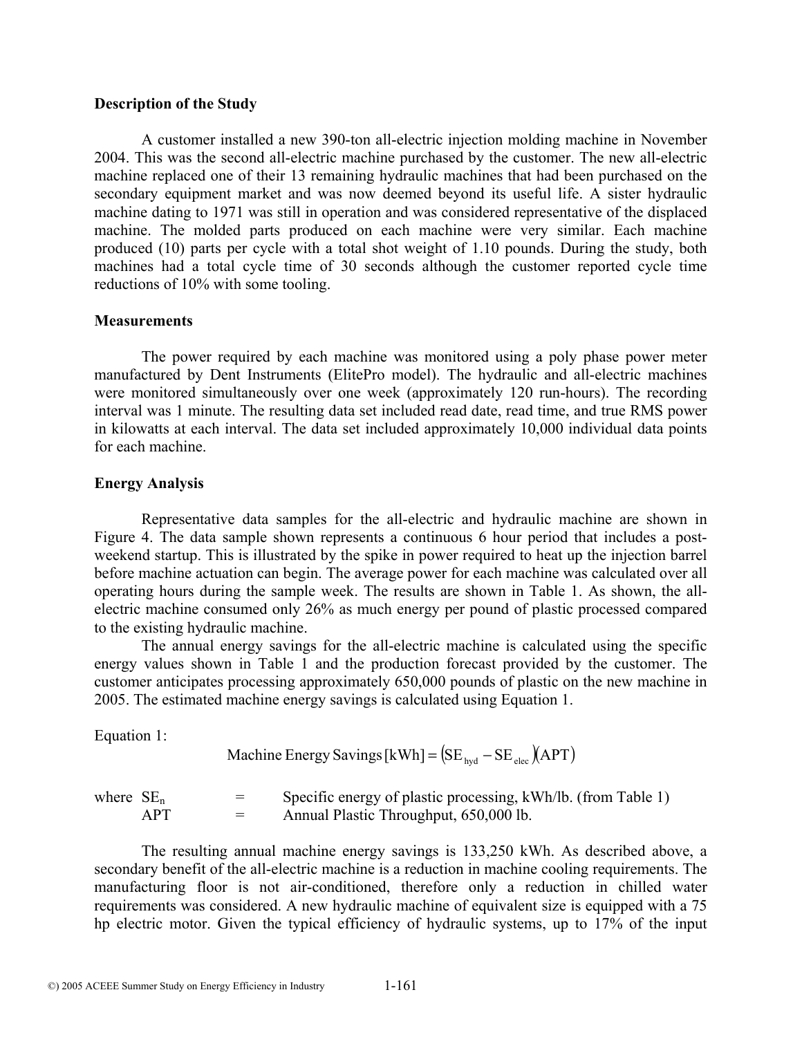### Description of the Study

A customer installed a new 390-ton all-electric injection molding machine in November 2004. This was the second all-electric machine purchased by the customer. The new all-electric machine replaced one of their 13 remaining hydraulic machines that had been purchased on the secondary equipment market and was now deemed beyond its useful life. A sister hydraulic machine dating to 1971 was still in operation and was considered representative of the displaced machine. The molded parts produced on each machine were very similar. Each machine produced (10) parts per cycle with a total shot weight of 1.10 pounds. During the study, both machines had a total cycle time of 30 seconds although the customer reported cycle time reductions of 10% with some tooling.

### Measurements

The power required by each machine was monitored using a poly phase power meter manufactured by Dent Instruments (ElitePro model). The hydraulic and all-electric machines were monitored simultaneously over one week (approximately 120 run-hours). The recording interval was 1 minute. The resulting data set included read date, read time, and true RMS power in kilowatts at each interval. The data set included approximately 10,000 individual data points for each machine.

### Energy Analysis

Representative data samples for the all-electric and hydraulic machine are shown in Figure 4. The data sample shown represents a continuous 6 hour period that includes a post-weekend startup. This is illustrated by the spike in power required to heat up the injection barrel before machine actuation can begin. The average power for each machine was calculated over all operating hours during the sample week. The results are shown in Table 1. As shown, the all-electric machine consumed only 26% as much energy per pound of plastic processed compared to the existing hydraulic machine.

The annual energy savings for the all-electric machine is calculated using the specific energy values shown in Table 1 and the production forecast provided by the customer. The customer anticipates processing approximately 650,000 pounds of plastic on the new machine in 2005. The estimated machine energy savings is calculated using Equation 1.

Equation 1:

$$\text{Machine Energy Savings [kWh]} = \left(\text{SE}_{\text{hyd}} - \text{SE}_{\text{elec}}\right)\left(\text{APT}\right)$$

where $\text{SE}_n$ = Specific energy of plastic processing, kWh/lb. (from Table 1)
APT = Annual Plastic Throughput, 650,000 lb.

The resulting annual machine energy savings is 133,250 kWh. As described above, a secondary benefit of the all-electric machine is a reduction in machine cooling requirements. The manufacturing floor is not air-conditioned, therefore only a reduction in chilled water requirements was considered. A new hydraulic machine of equivalent size is equipped with a 75 hp electric motor. Given the typical efficiency of hydraulic systems, up to 17% of the input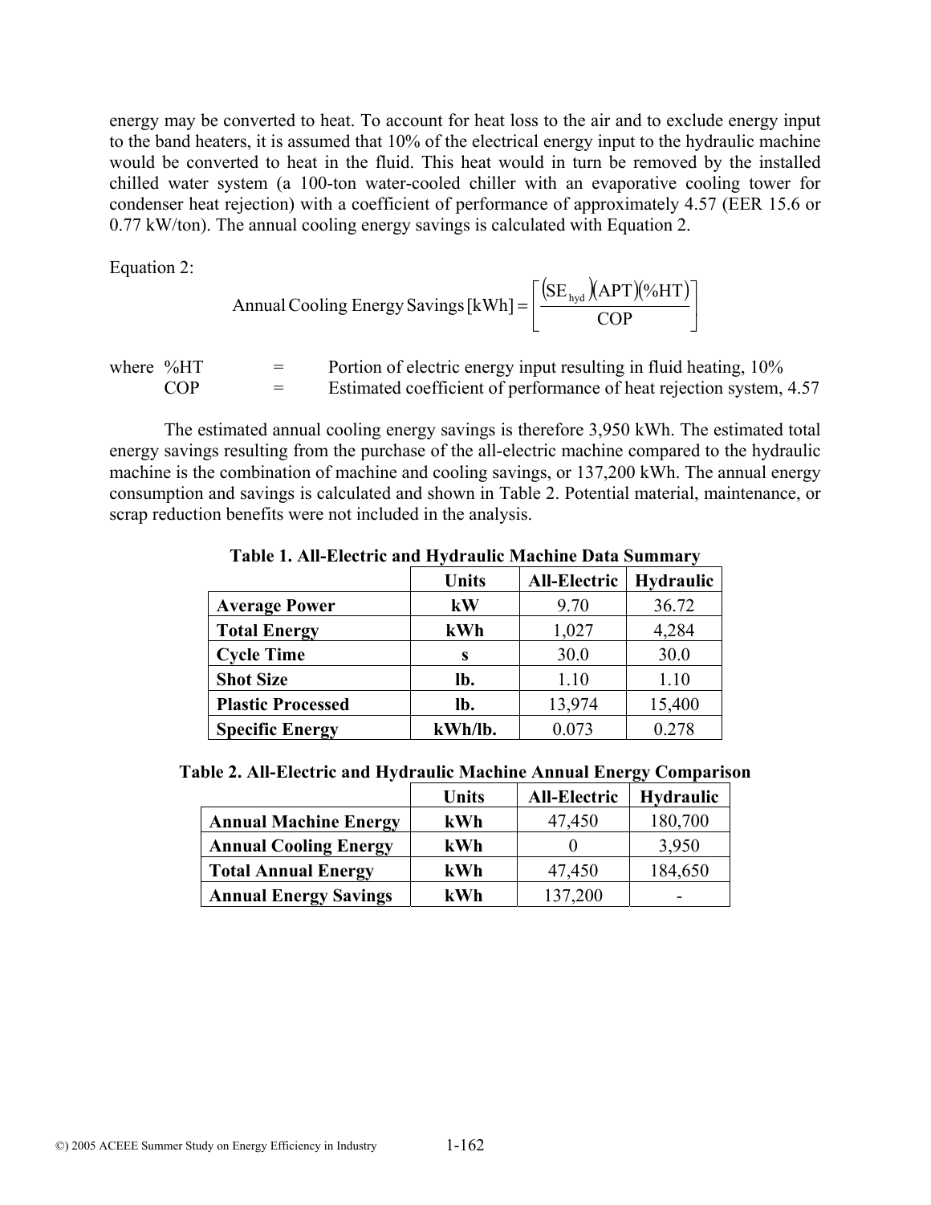energy may be converted to heat. To account for heat loss to the air and to exclude energy input to the band heaters, it is assumed that 10% of the electrical energy input to the hydraulic machine would be converted to heat in the fluid. This heat would in turn be removed by the installed chilled water system (a 100-ton water-cooled chiller with an evaporative cooling tower for condenser heat rejection) with a coefficient of performance of approximately 4.57 (EER 15.6 or 0.77 kW/ton). The annual cooling energy savings is calculated with Equation 2.

Equation 2:

$$\text{Annual Cooling Energy Savings [kWh]} = \left[ \frac{(\text{SE}_{\text{hyd}})(\text{APT})(\%\text{HT})}{\text{COP}} \right]$$

where %HT = Portion of electric energy input resulting in fluid heating, 10%
COP = Estimated coefficient of performance of heat rejection system, 4.57

The estimated annual cooling energy savings is therefore 3,950 kWh. The estimated total energy savings resulting from the purchase of the all-electric machine compared to the hydraulic machine is the combination of machine and cooling savings, or 137,200 kWh. The annual energy consumption and savings is calculated and shown in Table 2. Potential material, maintenance, or scrap reduction benefits were not included in the analysis.

**Table 1. All-Electric and Hydraulic Machine Data Summary**

| | Units | All-Electric | Hydraulic |
|---|---|---|---|
| **Average Power** | **kW** | 9.70 | 36.72 |
| **Total Energy** | **kWh** | 1,027 | 4,284 |
| **Cycle Time** | **s** | 30.0 | 30.0 |
| **Shot Size** | **lb.** | 1.10 | 1.10 |
| **Plastic Processed** | **lb.** | 13,974 | 15,400 |
| **Specific Energy** | **kWh/lb.** | 0.073 | 0.278 |

**Table 2. All-Electric and Hydraulic Machine Annual Energy Comparison**

| | Units | All-Electric | Hydraulic |
|---|---|---|---|
| **Annual Machine Energy** | **kWh** | 47,450 | 180,700 |
| **Annual Cooling Energy** | **kWh** | 0 | 3,950 |
| **Total Annual Energy** | **kWh** | 47,450 | 184,650 |
| **Annual Energy Savings** | **kWh** | 137,200 | - |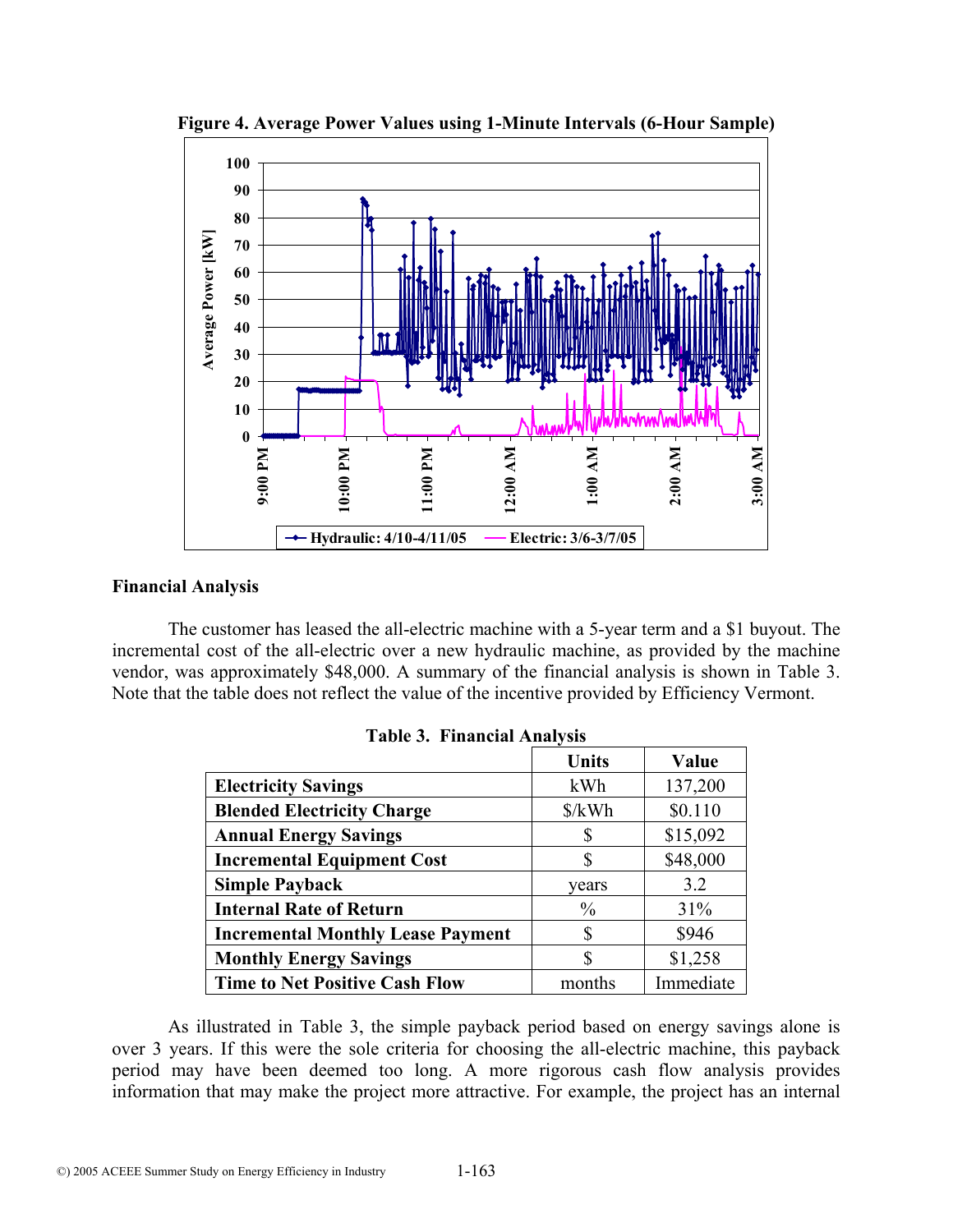**Figure 4. Average Power Values using 1-Minute Intervals (6-Hour Sample)**

## Financial Analysis

The customer has leased the all-electric machine with a 5-year term and a $1 buyout. The incremental cost of the all-electric over a new hydraulic machine, as provided by the machine vendor, was approximately $48,000. A summary of the financial analysis is shown in Table 3. Note that the table does not reflect the value of the incentive provided by Efficiency Vermont.

**Table 3. Financial Analysis**

| | Units | Value |
|---|---|---|
| **Electricity Savings** | kWh | 137,200 |
| **Blended Electricity Charge** | $/kWh | $0.110 |
| **Annual Energy Savings** | $ | $15,092 |
| **Incremental Equipment Cost** | $ | $48,000 |
| **Simple Payback** | years | 3.2 |
| **Internal Rate of Return** | % | 31% |
| **Incremental Monthly Lease Payment** | $ | $946 |
| **Monthly Energy Savings** | $ | $1,258 |
| **Time to Net Positive Cash Flow** | months | Immediate |

As illustrated in Table 3, the simple payback period based on energy savings alone is over 3 years. If this were the sole criteria for choosing the all-electric machine, this payback period may have been deemed too long. A more rigorous cash flow analysis provides information that may make the project more attractive. For example, the project has an internal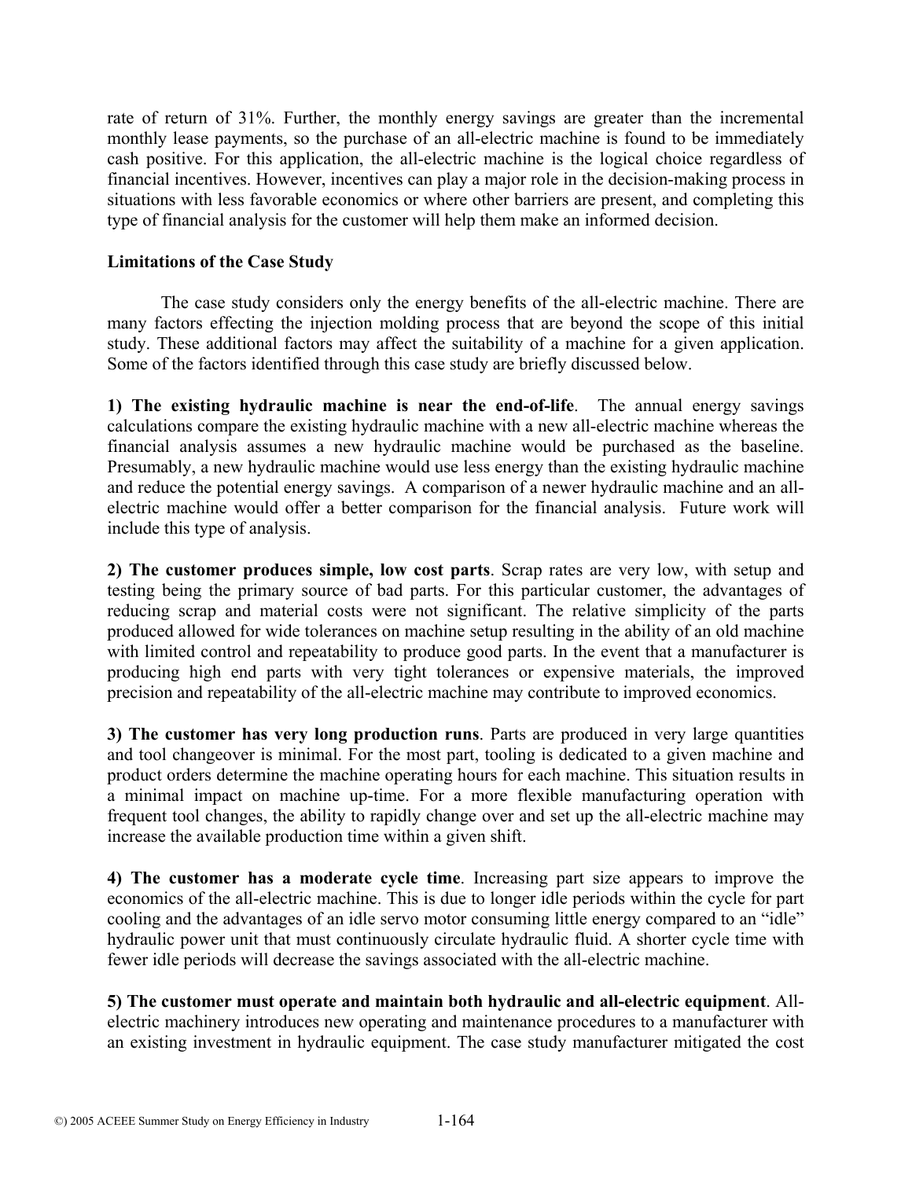rate of return of 31%. Further, the monthly energy savings are greater than the incremental monthly lease payments, so the purchase of an all-electric machine is found to be immediately cash positive. For this application, the all-electric machine is the logical choice regardless of financial incentives. However, incentives can play a major role in the decision-making process in situations with less favorable economics or where other barriers are present, and completing this type of financial analysis for the customer will help them make an informed decision.

**Limitations of the Case Study**

The case study considers only the energy benefits of the all-electric machine. There are many factors effecting the injection molding process that are beyond the scope of this initial study. These additional factors may affect the suitability of a machine for a given application. Some of the factors identified through this case study are briefly discussed below.

**1) The existing hydraulic machine is near the end-of-life**. The annual energy savings calculations compare the existing hydraulic machine with a new all-electric machine whereas the financial analysis assumes a new hydraulic machine would be purchased as the baseline. Presumably, a new hydraulic machine would use less energy than the existing hydraulic machine and reduce the potential energy savings. A comparison of a newer hydraulic machine and an all-electric machine would offer a better comparison for the financial analysis. Future work will include this type of analysis.

**2) The customer produces simple, low cost parts**. Scrap rates are very low, with setup and testing being the primary source of bad parts. For this particular customer, the advantages of reducing scrap and material costs were not significant. The relative simplicity of the parts produced allowed for wide tolerances on machine setup resulting in the ability of an old machine with limited control and repeatability to produce good parts. In the event that a manufacturer is producing high end parts with very tight tolerances or expensive materials, the improved precision and repeatability of the all-electric machine may contribute to improved economics.

**3) The customer has very long production runs**. Parts are produced in very large quantities and tool changeover is minimal. For the most part, tooling is dedicated to a given machine and product orders determine the machine operating hours for each machine. This situation results in a minimal impact on machine up-time. For a more flexible manufacturing operation with frequent tool changes, the ability to rapidly change over and set up the all-electric machine may increase the available production time within a given shift.

**4) The customer has a moderate cycle time**. Increasing part size appears to improve the economics of the all-electric machine. This is due to longer idle periods within the cycle for part cooling and the advantages of an idle servo motor consuming little energy compared to an "idle" hydraulic power unit that must continuously circulate hydraulic fluid. A shorter cycle time with fewer idle periods will decrease the savings associated with the all-electric machine.

**5) The customer must operate and maintain both hydraulic and all-electric equipment**. All-electric machinery introduces new operating and maintenance procedures to a manufacturer with an existing investment in hydraulic equipment. The case study manufacturer mitigated the cost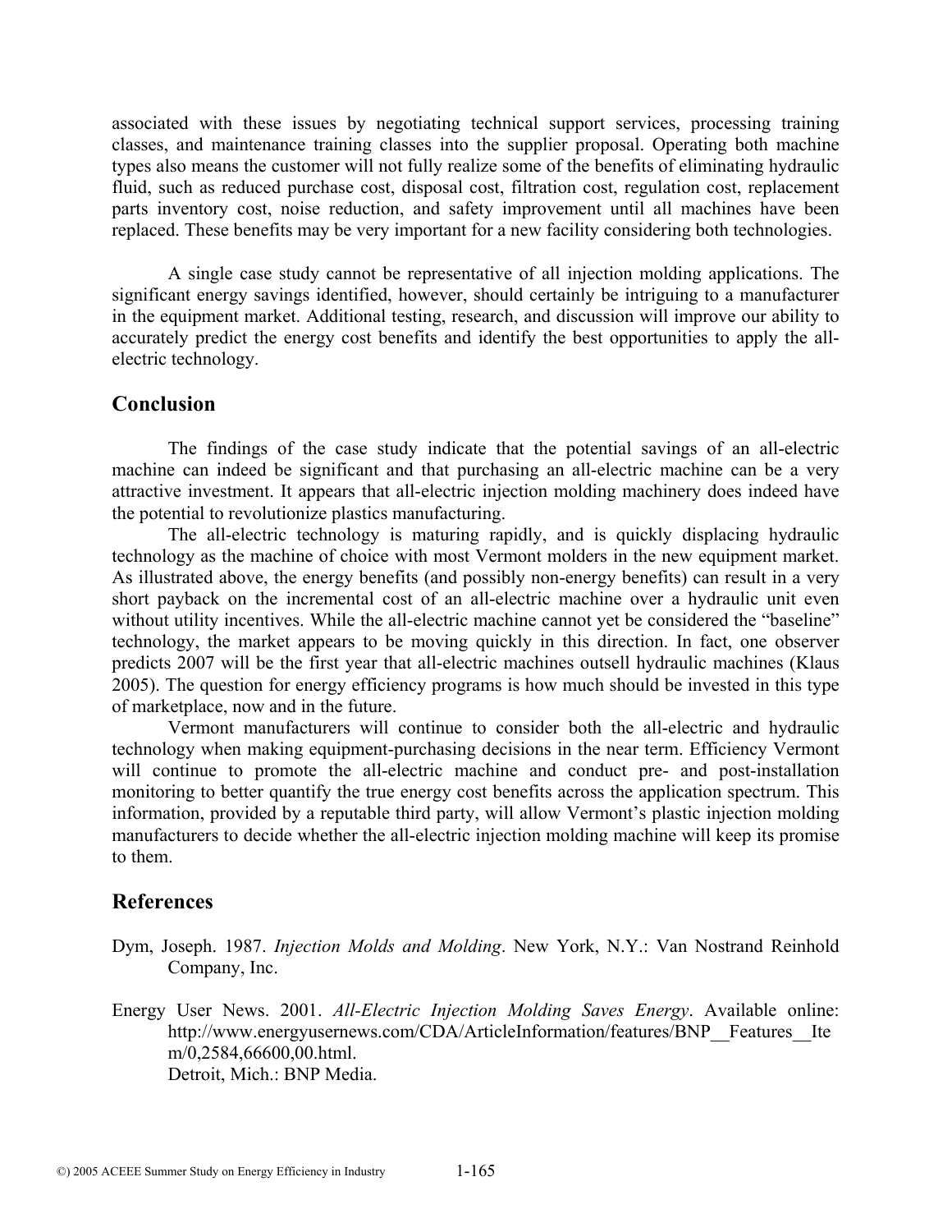associated with these issues by negotiating technical support services, processing training classes, and maintenance training classes into the supplier proposal. Operating both machine types also means the customer will not fully realize some of the benefits of eliminating hydraulic fluid, such as reduced purchase cost, disposal cost, filtration cost, regulation cost, replacement parts inventory cost, noise reduction, and safety improvement until all machines have been replaced. These benefits may be very important for a new facility considering both technologies.

A single case study cannot be representative of all injection molding applications. The significant energy savings identified, however, should certainly be intriguing to a manufacturer in the equipment market. Additional testing, research, and discussion will improve our ability to accurately predict the energy cost benefits and identify the best opportunities to apply the all-electric technology.

## Conclusion

The findings of the case study indicate that the potential savings of an all-electric machine can indeed be significant and that purchasing an all-electric machine can be a very attractive investment. It appears that all-electric injection molding machinery does indeed have the potential to revolutionize plastics manufacturing.

The all-electric technology is maturing rapidly, and is quickly displacing hydraulic technology as the machine of choice with most Vermont molders in the new equipment market. As illustrated above, the energy benefits (and possibly non-energy benefits) can result in a very short payback on the incremental cost of an all-electric machine over a hydraulic unit even without utility incentives. While the all-electric machine cannot yet be considered the "baseline" technology, the market appears to be moving quickly in this direction. In fact, one observer predicts 2007 will be the first year that all-electric machines outsell hydraulic machines (Klaus 2005). The question for energy efficiency programs is how much should be invested in this type of marketplace, now and in the future.

Vermont manufacturers will continue to consider both the all-electric and hydraulic technology when making equipment-purchasing decisions in the near term. Efficiency Vermont will continue to promote the all-electric machine and conduct pre- and post-installation monitoring to better quantify the true energy cost benefits across the application spectrum. This information, provided by a reputable third party, will allow Vermont's plastic injection molding manufacturers to decide whether the all-electric injection molding machine will keep its promise to them.

## References

Dym, Joseph. 1987. *Injection Molds and Molding*. New York, N.Y.: Van Nostrand Reinhold Company, Inc.

Energy User News. 2001. *All-Electric Injection Molding Saves Energy*. Available online: http://www.energyusernews.com/CDA/ArticleInformation/features/BNP__Features__Item/0,2584,66600,00.html.
Detroit, Mich.: BNP Media.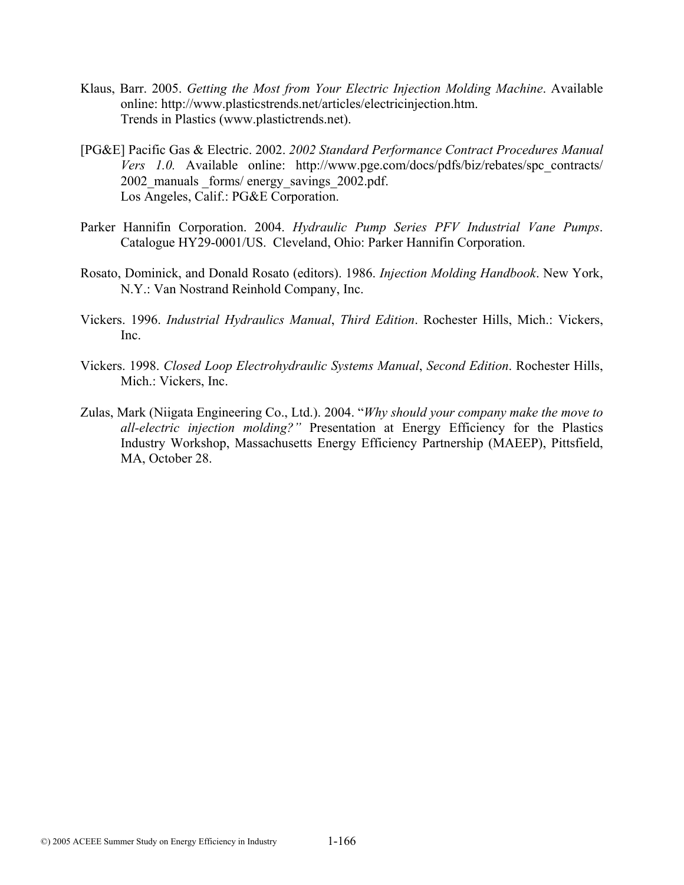Klaus, Barr. 2005. *Getting the Most from Your Electric Injection Molding Machine*. Available online: http://www.plasticstrends.net/articles/electricinjection.htm. Trends in Plastics (www.plastictrends.net).

[PG&E] Pacific Gas & Electric. 2002. *2002 Standard Performance Contract Procedures Manual Vers 1.0.* Available online: http://www.pge.com/docs/pdfs/biz/rebates/spc_contracts/ 2002_manuals _forms/ energy_savings_2002.pdf. Los Angeles, Calif.: PG&E Corporation.

Parker Hannifin Corporation. 2004. *Hydraulic Pump Series PFV Industrial Vane Pumps*. Catalogue HY29-0001/US. Cleveland, Ohio: Parker Hannifin Corporation.

Rosato, Dominick, and Donald Rosato (editors). 1986. *Injection Molding Handbook*. New York, N.Y.: Van Nostrand Reinhold Company, Inc.

Vickers. 1996. *Industrial Hydraulics Manual*, *Third Edition*. Rochester Hills, Mich.: Vickers, Inc.

Vickers. 1998. *Closed Loop Electrohydraulic Systems Manual*, *Second Edition*. Rochester Hills, Mich.: Vickers, Inc.

Zulas, Mark (Niigata Engineering Co., Ltd.). 2004. "*Why should your company make the move to all-electric injection molding?"* Presentation at Energy Efficiency for the Plastics Industry Workshop, Massachusetts Energy Efficiency Partnership (MAEEP), Pittsfield, MA, October 28.